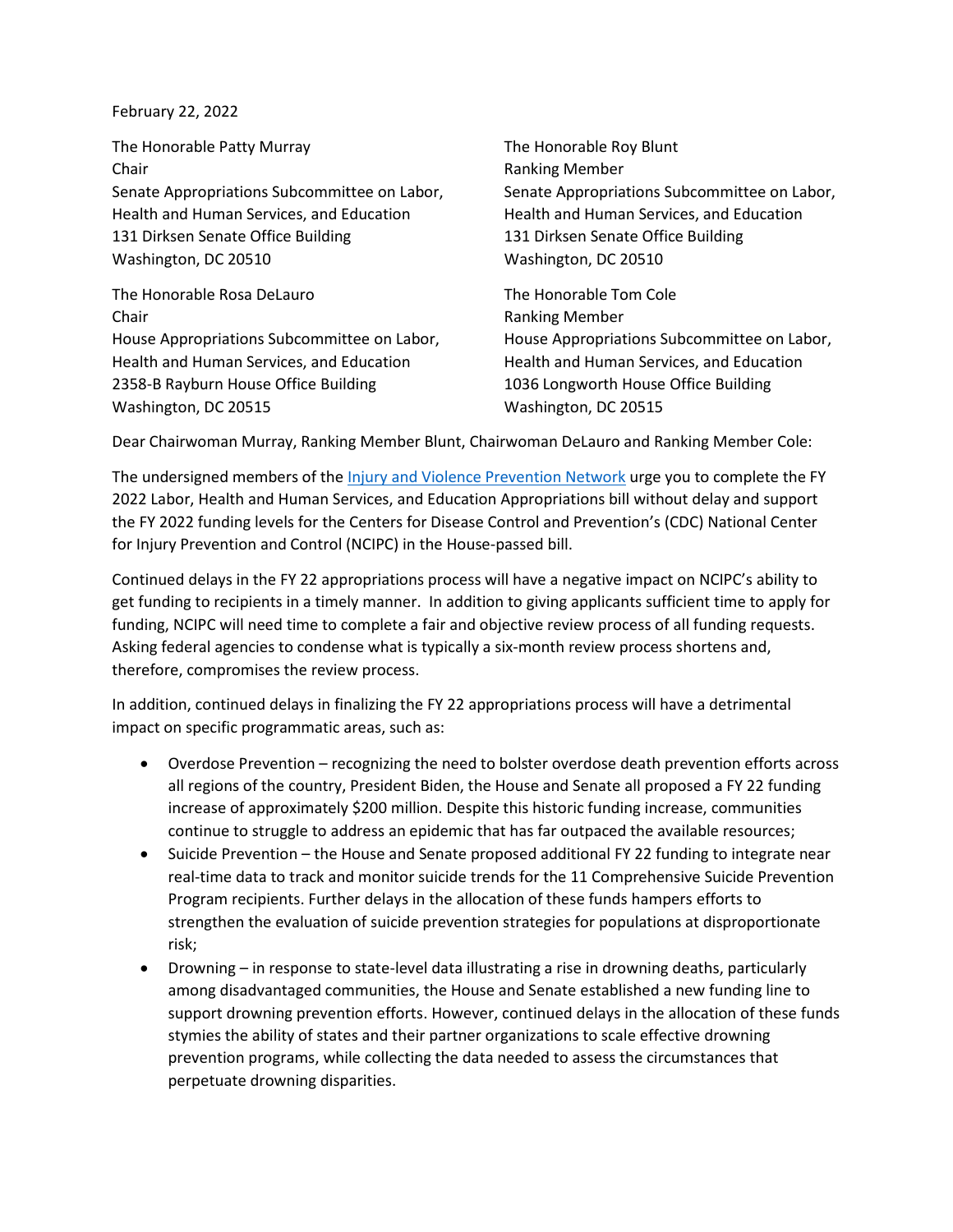February 22, 2022

The Honorable Patty Murray
Chair
Senate Appropriations Subcommittee on Labor, Health and Human Services, and Education
131 Dirksen Senate Office Building
Washington, DC 20510

The Honorable Roy Blunt
Ranking Member
Senate Appropriations Subcommittee on Labor, Health and Human Services, and Education
131 Dirksen Senate Office Building
Washington, DC 20510

The Honorable Rosa DeLauro
Chair
House Appropriations Subcommittee on Labor, Health and Human Services, and Education
2358-B Rayburn House Office Building
Washington, DC 20515

The Honorable Tom Cole
Ranking Member
House Appropriations Subcommittee on Labor, Health and Human Services, and Education
1036 Longworth House Office Building
Washington, DC 20515

Dear Chairwoman Murray, Ranking Member Blunt, Chairwoman DeLauro and Ranking Member Cole:

The undersigned members of the Injury and Violence Prevention Network urge you to complete the FY 2022 Labor, Health and Human Services, and Education Appropriations bill without delay and support the FY 2022 funding levels for the Centers for Disease Control and Prevention's (CDC) National Center for Injury Prevention and Control (NCIPC) in the House-passed bill.

Continued delays in the FY 22 appropriations process will have a negative impact on NCIPC's ability to get funding to recipients in a timely manner. In addition to giving applicants sufficient time to apply for funding, NCIPC will need time to complete a fair and objective review process of all funding requests. Asking federal agencies to condense what is typically a six-month review process shortens and, therefore, compromises the review process.

In addition, continued delays in finalizing the FY 22 appropriations process will have a detrimental impact on specific programmatic areas, such as:

- Overdose Prevention – recognizing the need to bolster overdose death prevention efforts across all regions of the country, President Biden, the House and Senate all proposed a FY 22 funding increase of approximately $200 million. Despite this historic funding increase, communities continue to struggle to address an epidemic that has far outpaced the available resources;
- Suicide Prevention – the House and Senate proposed additional FY 22 funding to integrate near real-time data to track and monitor suicide trends for the 11 Comprehensive Suicide Prevention Program recipients. Further delays in the allocation of these funds hampers efforts to strengthen the evaluation of suicide prevention strategies for populations at disproportionate risk;
- Drowning – in response to state-level data illustrating a rise in drowning deaths, particularly among disadvantaged communities, the House and Senate established a new funding line to support drowning prevention efforts. However, continued delays in the allocation of these funds stymies the ability of states and their partner organizations to scale effective drowning prevention programs, while collecting the data needed to assess the circumstances that perpetuate drowning disparities.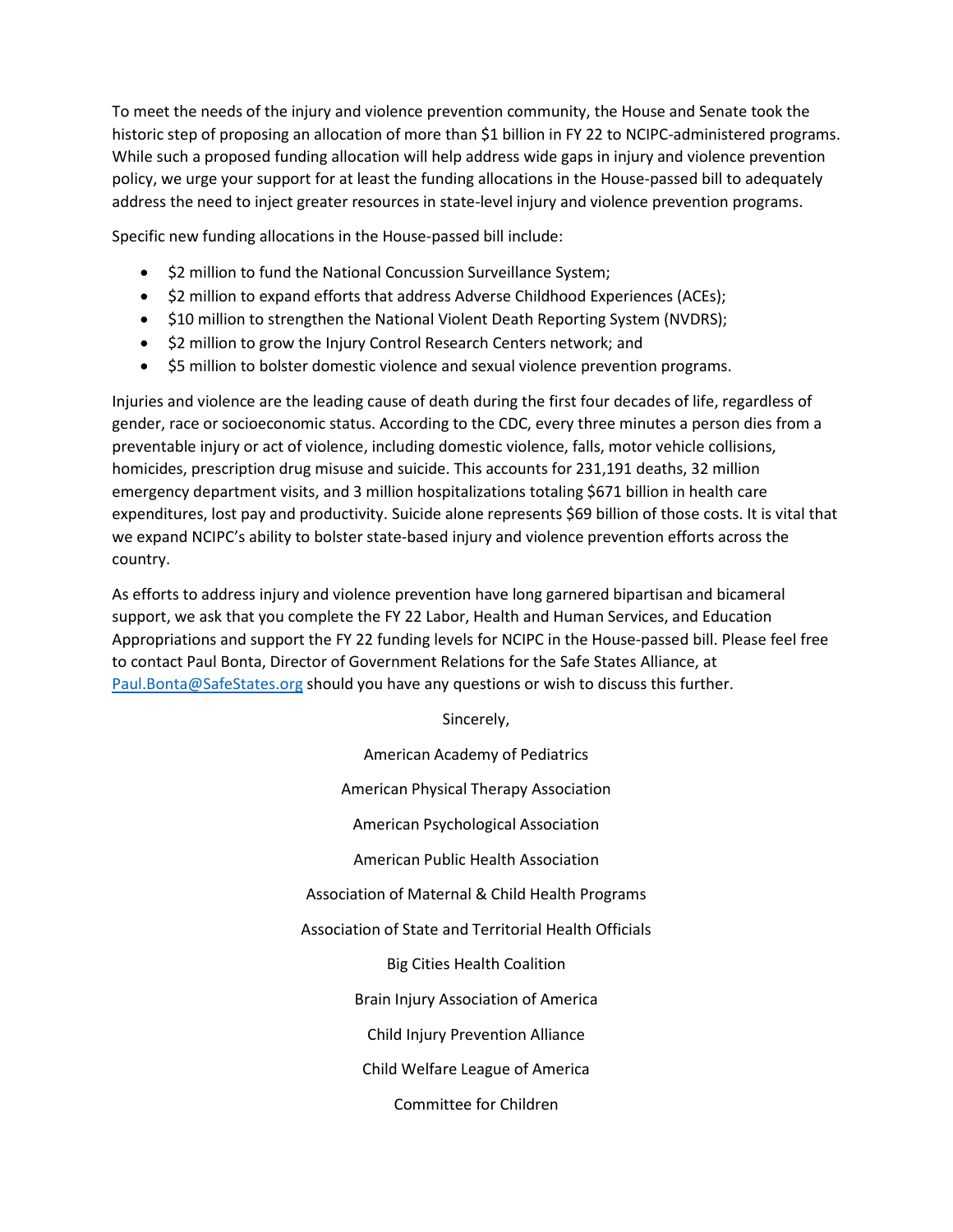To meet the needs of the injury and violence prevention community, the House and Senate took the historic step of proposing an allocation of more than $1 billion in FY 22 to NCIPC-administered programs. While such a proposed funding allocation will help address wide gaps in injury and violence prevention policy, we urge your support for at least the funding allocations in the House-passed bill to adequately address the need to inject greater resources in state-level injury and violence prevention programs.

Specific new funding allocations in the House-passed bill include:

- $2 million to fund the National Concussion Surveillance System;
- $2 million to expand efforts that address Adverse Childhood Experiences (ACEs);
- $10 million to strengthen the National Violent Death Reporting System (NVDRS);
- $2 million to grow the Injury Control Research Centers network; and
- $5 million to bolster domestic violence and sexual violence prevention programs.

Injuries and violence are the leading cause of death during the first four decades of life, regardless of gender, race or socioeconomic status. According to the CDC, every three minutes a person dies from a preventable injury or act of violence, including domestic violence, falls, motor vehicle collisions, homicides, prescription drug misuse and suicide. This accounts for 231,191 deaths, 32 million emergency department visits, and 3 million hospitalizations totaling $671 billion in health care expenditures, lost pay and productivity. Suicide alone represents $69 billion of those costs. It is vital that we expand NCIPC's ability to bolster state-based injury and violence prevention efforts across the country.

As efforts to address injury and violence prevention have long garnered bipartisan and bicameral support, we ask that you complete the FY 22 Labor, Health and Human Services, and Education Appropriations and support the FY 22 funding levels for NCIPC in the House-passed bill. Please feel free to contact Paul Bonta, Director of Government Relations for the Safe States Alliance, at Paul.Bonta@SafeStates.org should you have any questions or wish to discuss this further.

Sincerely,

American Academy of Pediatrics

American Physical Therapy Association

American Psychological Association

American Public Health Association

Association of Maternal & Child Health Programs

Association of State and Territorial Health Officials

Big Cities Health Coalition

Brain Injury Association of America

Child Injury Prevention Alliance

Child Welfare League of America

Committee for Children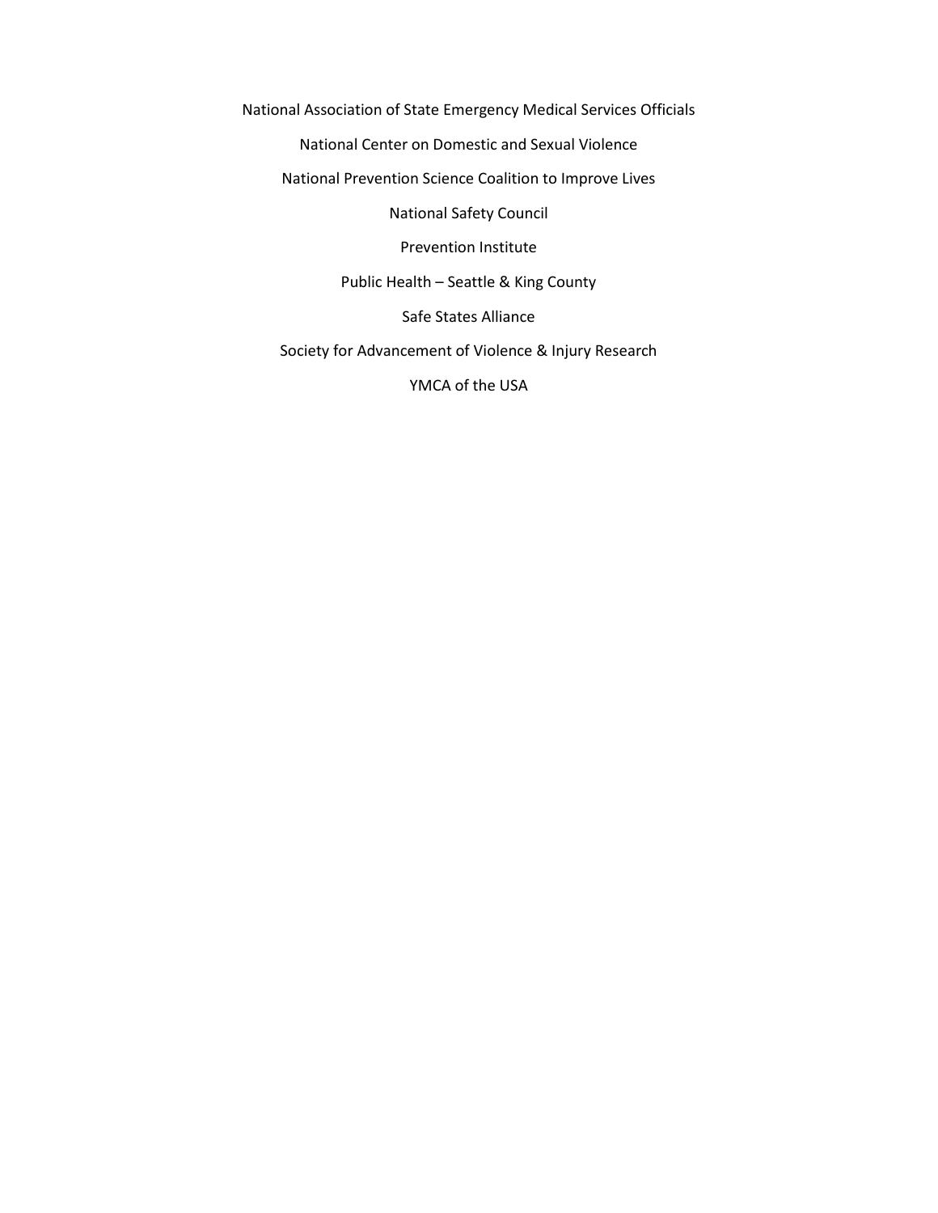National Association of State Emergency Medical Services Officials

National Center on Domestic and Sexual Violence

National Prevention Science Coalition to Improve Lives

National Safety Council

Prevention Institute

Public Health – Seattle & King County

Safe States Alliance

Society for Advancement of Violence & Injury Research

YMCA of the USA